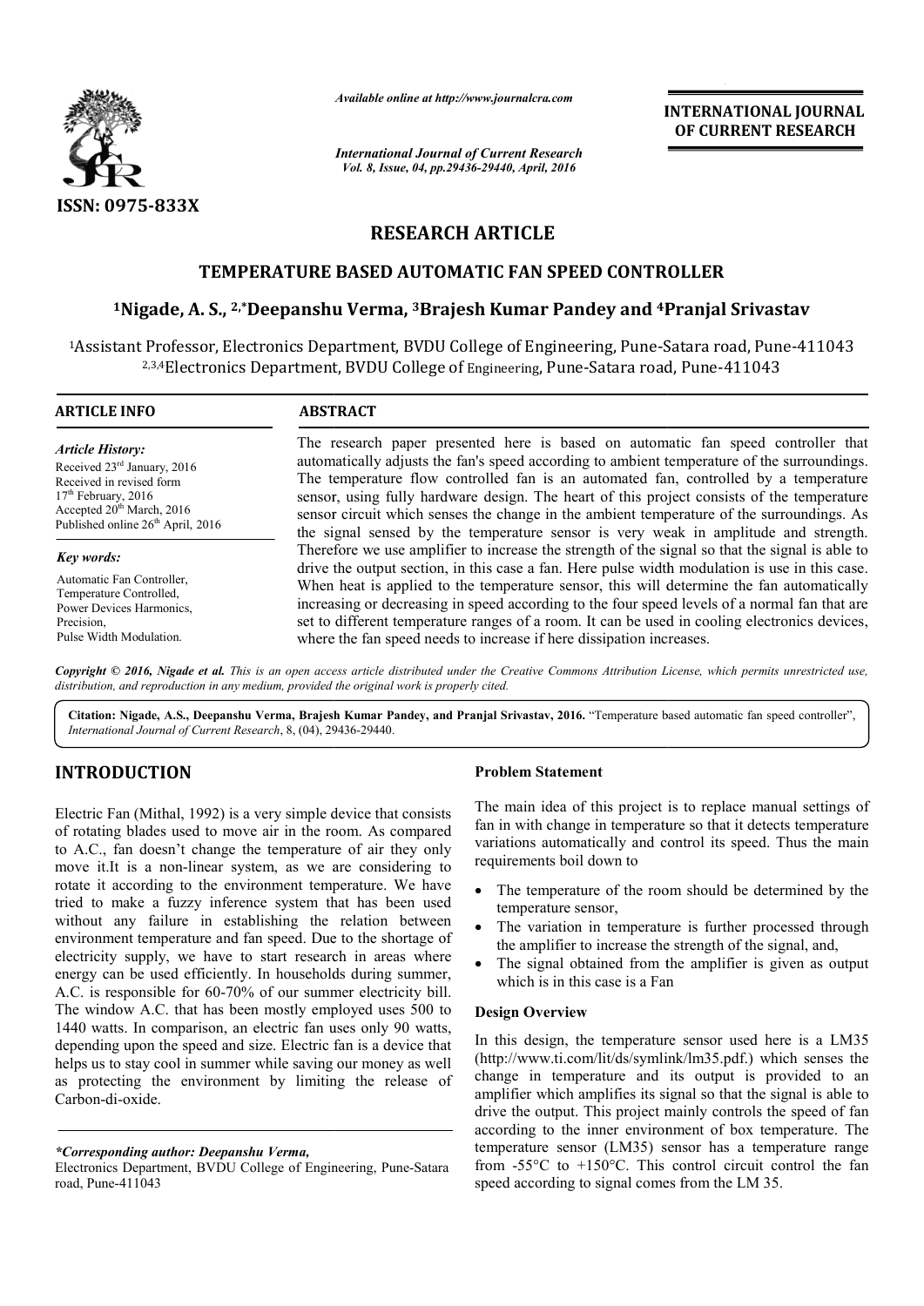*Available online at http://www.journalcra.com*

*International Journal of Current Research*
*Vol. 8, Issue, 04, pp.29436-29440, April, 2016*

**INTERNATIONAL JOURNAL OF CURRENT RESEARCH**

ISSN: 0975-833X

# RESEARCH ARTICLE

## TEMPERATURE BASED AUTOMATIC FAN SPEED CONTROLLER

**[1]Nigade, A. S., [2,*]Deepanshu Verma, [3]Brajesh Kumar Pandey and [4]Pranjal Srivastav**

[1]Assistant Professor, Electronics Department, BVDU College of Engineering, Pune-Satara road, Pune-411043
[2,3,4]Electronics Department, BVDU College of Engineering, Pune-Satara road, Pune-411043

**ARTICLE INFO**

*Article History:*
Received 23rd January, 2016
Received in revised form
17th February, 2016
Accepted 20th March, 2016
Published online 26th April, 2016

*Key words:*
Automatic Fan Controller,
Temperature Controlled,
Power Devices Harmonics,
Precision,
Pulse Width Modulation.

**ABSTRACT**

The research paper presented here is based on automatic fan speed controller that automatically adjusts the fan's speed according to ambient temperature of the surroundings. The temperature flow controlled fan is an automated fan, controlled by a temperature sensor, using fully hardware design. The heart of this project consists of the temperature sensor circuit which senses the change in the ambient temperature of the surroundings. As the signal sensed by the temperature sensor is very weak in amplitude and strength. Therefore we use amplifier to increase the strength of the signal so that the signal is able to drive the output section, in this case a fan. Here pulse width modulation is use in this case. When heat is applied to the temperature sensor, this will determine the fan automatically increasing or decreasing in speed according to the four speed levels of a normal fan that are set to different temperature ranges of a room. It can be used in cooling electronics devices, where the fan speed needs to increase if here dissipation increases.

*Copyright © 2016, Nigade et al. This is an open access article distributed under the Creative Commons Attribution License, which permits unrestricted use, distribution, and reproduction in any medium, provided the original work is properly cited.*

**Citation: Nigade, A.S., Deepanshu Verma, Brajesh Kumar Pandey, and Pranjal Srivastav, 2016.** "Temperature based automatic fan speed controller", *International Journal of Current Research*, 8, (04), 29436-29440.

## INTRODUCTION

Electric Fan (Mithal, 1992) is a very simple device that consists of rotating blades used to move air in the room. As compared to A.C., fan doesn't change the temperature of air they only move it.It is a non-linear system, as we are considering to rotate it according to the environment temperature. We have tried to make a fuzzy inference system that has been used without any failure in establishing the relation between environment temperature and fan speed. Due to the shortage of electricity supply, we have to start research in areas where energy can be used efficiently. In households during summer, A.C. is responsible for 60-70% of our summer electricity bill. The window A.C. that has been mostly employed uses 500 to 1440 watts. In comparison, an electric fan uses only 90 watts, depending upon the speed and size. Electric fan is a device that helps us to stay cool in summer while saving our money as well as protecting the environment by limiting the release of Carbon-di-oxide.

### Problem Statement

The main idea of this project is to replace manual settings of fan in with change in temperature so that it detects temperature variations automatically and control its speed. Thus the main requirements boil down to

- The temperature of the room should be determined by the temperature sensor,
- The variation in temperature is further processed through the amplifier to increase the strength of the signal, and,
- The signal obtained from the amplifier is given as output which is in this case is a Fan

### Design Overview

In this design, the temperature sensor used here is a LM35 (http://www.ti.com/lit/ds/symlink/lm35.pdf.) which senses the change in temperature and its output is provided to an amplifier which amplifies its signal so that the signal is able to drive the output. This project mainly controls the speed of fan according to the inner environment of box temperature. The temperature sensor (LM35) sensor has a temperature range from -55°C to +150°C. This control circuit control the fan speed according to signal comes from the LM 35.

*\*Corresponding author: Deepanshu Verma,*
Electronics Department, BVDU College of Engineering, Pune-Satara road, Pune-411043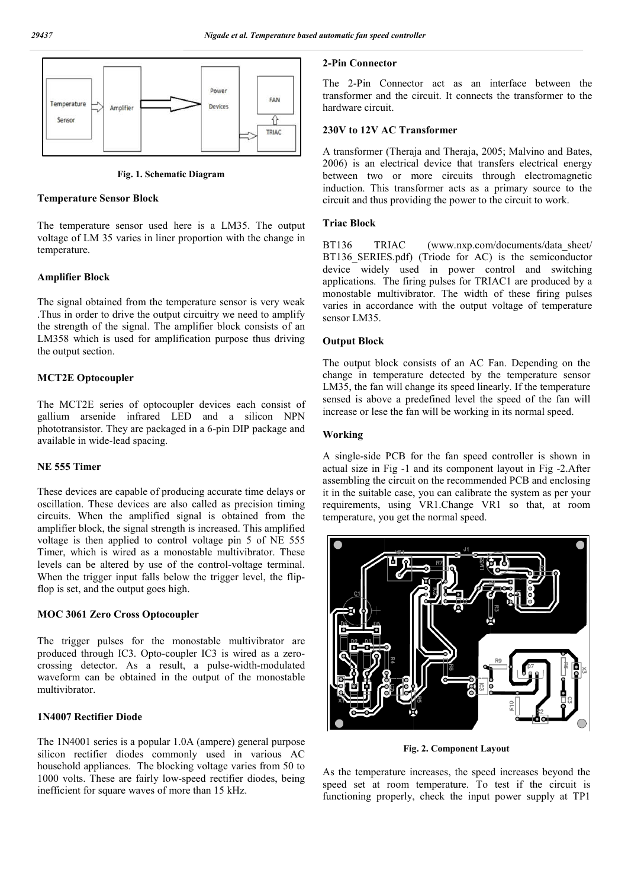Fig. 1. Schematic Diagram

### Temperature Sensor Block

The temperature sensor used here is a LM35. The output voltage of LM 35 varies in liner proportion with the change in temperature.

### Amplifier Block

The signal obtained from the temperature sensor is very weak .Thus in order to drive the output circuitry we need to amplify the strength of the signal. The amplifier block consists of an LM358 which is used for amplification purpose thus driving the output section.

### MCT2E Optocoupler

The MCT2E series of optocoupler devices each consist of gallium arsenide infrared LED and a silicon NPN phototransistor. They are packaged in a 6-pin DIP package and available in wide-lead spacing.

### NE 555 Timer

These devices are capable of producing accurate time delays or oscillation. These devices are also called as precision timing circuits. When the amplified signal is obtained from the amplifier block, the signal strength is increased. This amplified voltage is then applied to control voltage pin 5 of NE 555 Timer, which is wired as a monostable multivibrator. These levels can be altered by use of the control-voltage terminal. When the trigger input falls below the trigger level, the flip-flop is set, and the output goes high.

### MOC 3061 Zero Cross Optocoupler

The trigger pulses for the monostable multivibrator are produced through IC3. Opto-coupler IC3 is wired as a zero-crossing detector. As a result, a pulse-width-modulated waveform can be obtained in the output of the monostable multivibrator.

### 1N4007 Rectifier Diode

The 1N4001 series is a popular 1.0A (ampere) general purpose silicon rectifier diodes commonly used in various AC household appliances. The blocking voltage varies from 50 to 1000 volts. These are fairly low-speed rectifier diodes, being inefficient for square waves of more than 15 kHz.

### 2-Pin Connector

The 2-Pin Connector act as an interface between the transformer and the circuit. It connects the transformer to the hardware circuit.

### 230V to 12V AC Transformer

A transformer (Theraja and Theraja, 2005; Malvino and Bates, 2006) is an electrical device that transfers electrical energy between two or more circuits through electromagnetic induction. This transformer acts as a primary source to the circuit and thus providing the power to the circuit to work.

### Triac Block

BT136 TRIAC (www.nxp.com/documents/data_sheet/BT136_SERIES.pdf) (Triode for AC) is the semiconductor device widely used in power control and switching applications. The firing pulses for TRIAC1 are produced by a monostable multivibrator. The width of these firing pulses varies in accordance with the output voltage of temperature sensor LM35.

### Output Block

The output block consists of an AC Fan. Depending on the change in temperature detected by the temperature sensor LM35, the fan will change its speed linearly. If the temperature sensed is above a predefined level the speed of the fan will increase or lese the fan will be working in its normal speed.

### Working

A single-side PCB for the fan speed controller is shown in actual size in Fig -1 and its component layout in Fig -2.After assembling the circuit on the recommended PCB and enclosing it in the suitable case, you can calibrate the system as per your requirements, using VR1.Change VR1 so that, at room temperature, you get the normal speed.

Fig. 2. Component Layout

As the temperature increases, the speed increases beyond the speed set at room temperature. To test if the circuit is functioning properly, check the input power supply at TP1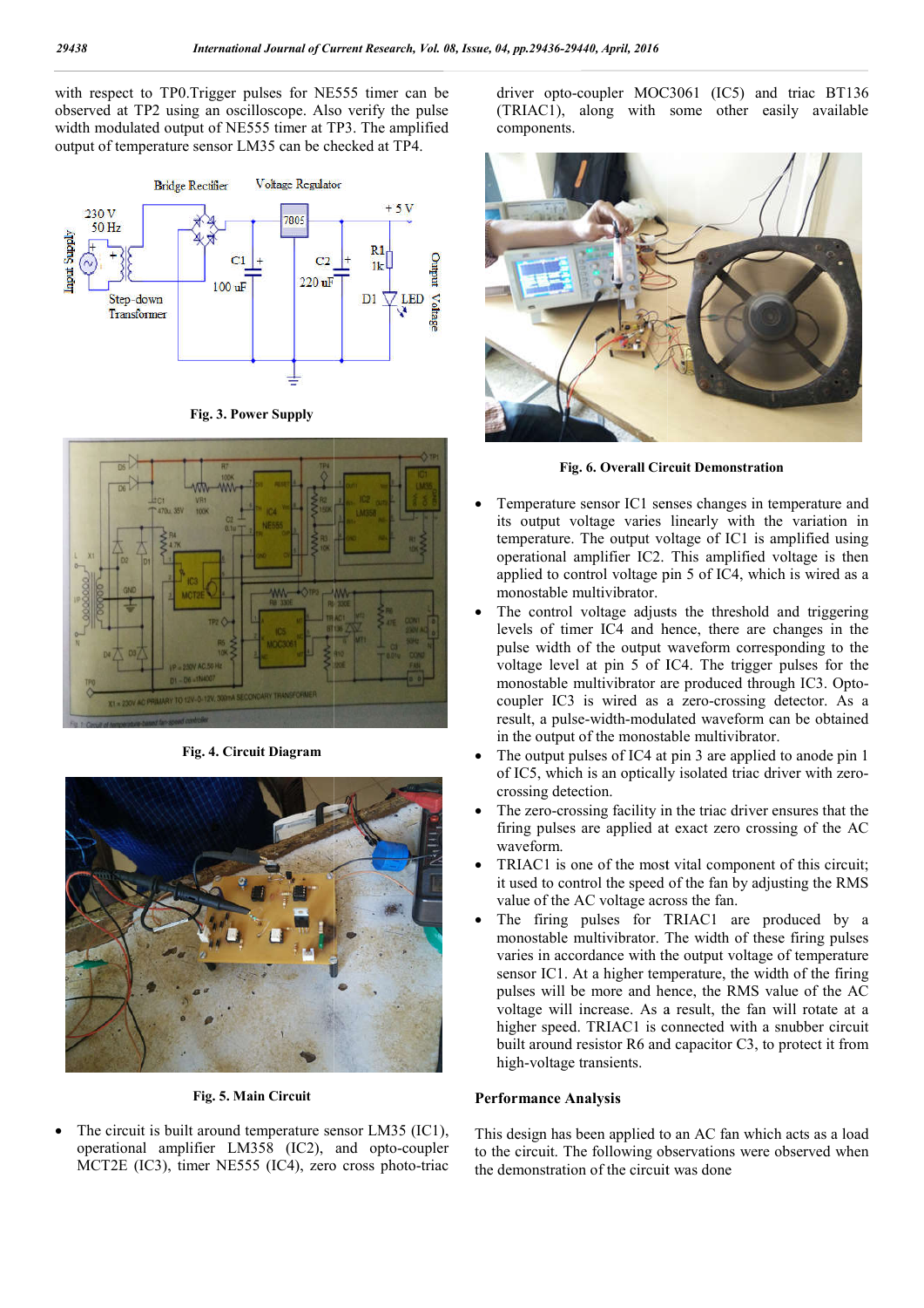with respect to TP0.Trigger pulses for NE555 timer can be observed at TP2 using an oscilloscope. Also verify the pulse width modulated output of NE555 timer at TP3. The amplified output of temperature sensor LM35 can be checked at TP4.

**Fig. 3. Power Supply**

**Fig. 4. Circuit Diagram**

**Fig. 5. Main Circuit**

- The circuit is built around temperature sensor LM35 (IC1), operational amplifier LM358 (IC2), and opto-coupler MCT2E (IC3), timer NE555 (IC4), zero cross photo-triac driver opto-coupler MOC3061 (IC5) and triac BT136 (TRIAC1), along with some other easily available components.

**Fig. 6. Overall Circuit Demonstration**

- Temperature sensor IC1 senses changes in temperature and its output voltage varies linearly with the variation in temperature. The output voltage of IC1 is amplified using operational amplifier IC2. This amplified voltage is then applied to control voltage pin 5 of IC4, which is wired as a monostable multivibrator.
- The control voltage adjusts the threshold and triggering levels of timer IC4 and hence, there are changes in the pulse width of the output waveform corresponding to the voltage level at pin 5 of IC4. The trigger pulses for the monostable multivibrator are produced through IC3. Opto-coupler IC3 is wired as a zero-crossing detector. As a result, a pulse-width-modulated waveform can be obtained in the output of the monostable multivibrator.
- The output pulses of IC4 at pin 3 are applied to anode pin 1 of IC5, which is an optically isolated triac driver with zero-crossing detection.
- The zero-crossing facility in the triac driver ensures that the firing pulses are applied at exact zero crossing of the AC waveform.
- TRIAC1 is one of the most vital component of this circuit; it used to control the speed of the fan by adjusting the RMS value of the AC voltage across the fan.
- The firing pulses for TRIAC1 are produced by a monostable multivibrator. The width of these firing pulses varies in accordance with the output voltage of temperature sensor IC1. At a higher temperature, the width of the firing pulses will be more and hence, the RMS value of the AC voltage will increase. As a result, the fan will rotate at a higher speed. TRIAC1 is connected with a snubber circuit built around resistor R6 and capacitor C3, to protect it from high-voltage transients.

## Performance Analysis

This design has been applied to an AC fan which acts as a load to the circuit. The following observations were observed when the demonstration of the circuit was done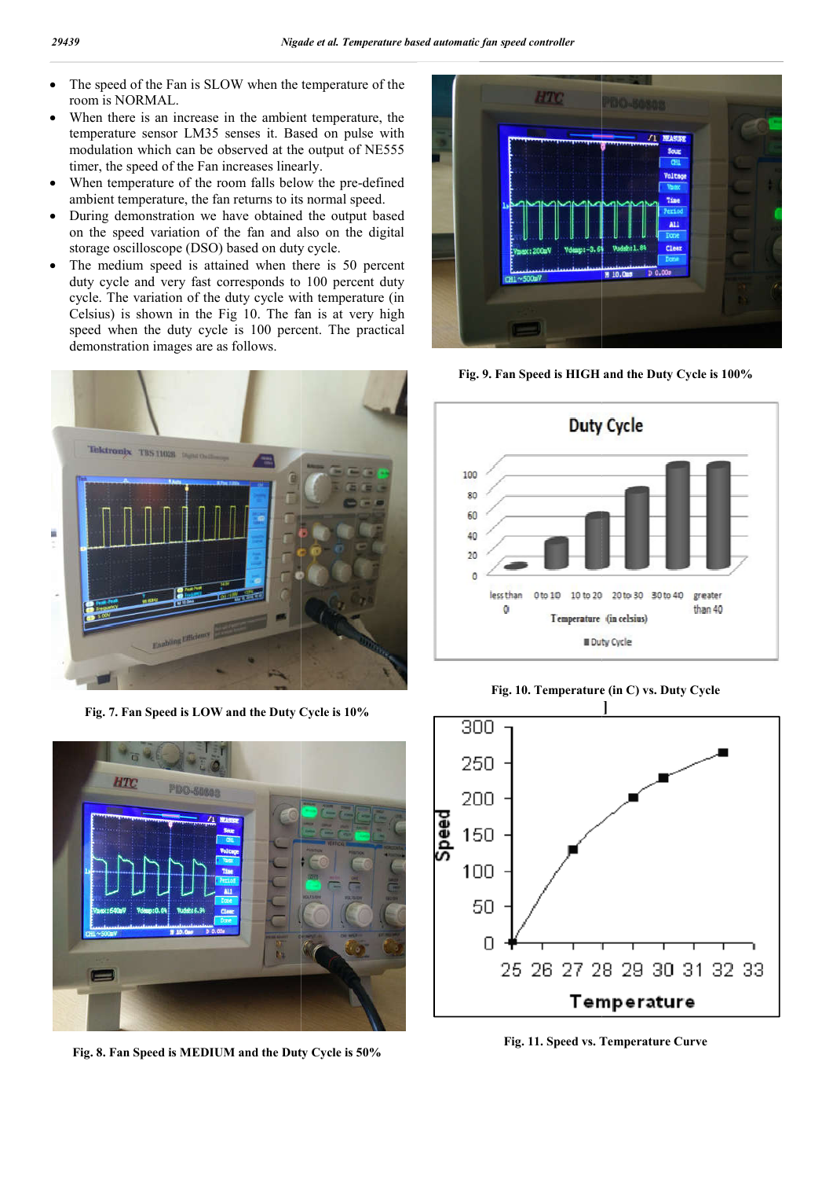- The speed of the Fan is SLOW when the temperature of the room is NORMAL.
- When there is an increase in the ambient temperature, the temperature sensor LM35 senses it. Based on pulse with modulation which can be observed at the output of NE555 timer, the speed of the Fan increases linearly.
- When temperature of the room falls below the pre-defined ambient temperature, the fan returns to its normal speed.
- During demonstration we have obtained the output based on the speed variation of the fan and also on the digital storage oscilloscope (DSO) based on duty cycle.
- The medium speed is attained when there is 50 percent duty cycle and very fast corresponds to 100 percent duty cycle. The variation of the duty cycle with temperature (in Celsius) is shown in the Fig 10. The fan is at very high speed when the duty cycle is 100 percent. The practical demonstration images are as follows.

**Fig. 7. Fan Speed is LOW and the Duty Cycle is 10%**

**Fig. 8. Fan Speed is MEDIUM and the Duty Cycle is 50%**

**Fig. 9. Fan Speed is HIGH and the Duty Cycle is 100%**

**Fig. 10. Temperature (in C) vs. Duty Cycle**

**Fig. 11. Speed vs. Temperature Curve**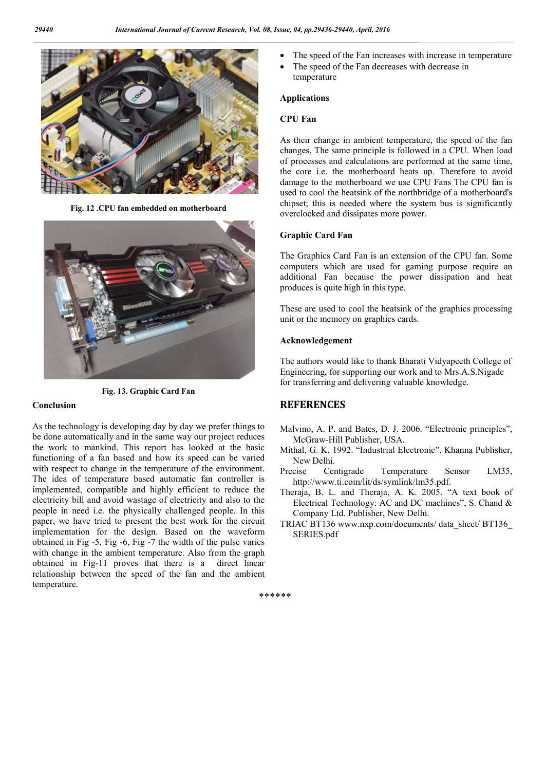Fig. 12 .CPU fan embedded on motherboard

Fig. 13. Graphic Card Fan

### Conclusion

As the technology is developing day by day we prefer things to be done automatically and in the same way our project reduces the work to mankind. This report has looked at the basic functioning of a fan based and how its speed can be varied with respect to change in the temperature of the environment. The idea of temperature based automatic fan controller is implemented, compatible and highly efficient to reduce the electricity bill and avoid wastage of electricity and also to the people in need i.e. the physically challenged people. In this paper, we have tried to present the best work for the circuit implementation for the design. Based on the waveform obtained in Fig -5, Fig -6, Fig -7 the width of the pulse varies with change in the ambient temperature. Also from the graph obtained in Fig-11 proves that there is a direct linear relationship between the speed of the fan and the ambient temperature.

- The speed of the Fan increases with increase in temperature
- The speed of the Fan decreases with decrease in temperature

### Applications

### CPU Fan

As their change in ambient temperature, the speed of the fan changes. The same principle is followed in a CPU. When load of processes and calculations are performed at the same time, the core i.e. the motherboard heats up. Therefore to avoid damage to the motherboard we use CPU Fans The CPU fan is used to cool the heatsink of the northbridge of a motherboard's chipset; this is needed where the system bus is significantly overclocked and dissipates more power.

### Graphic Card Fan

The Graphics Card Fan is an extension of the CPU fan. Some computers which are used for gaming purpose require an additional Fan because the power dissipation and heat produces is quite high in this type.

These are used to cool the heatsink of the graphics processing unit or the memory on graphics cards.

### Acknowledgement

The authors would like to thank Bharati Vidyapeeth College of Engineering, for supporting our work and to Mrs.A.S.Nigade for transferring and delivering valuable knowledge.

## REFERENCES

Malvino, A. P. and Bates, D. J. 2006. "Electronic principles", McGraw-Hill Publisher, USA.

Mithal, G. K. 1992. "Industrial Electronic", Khanna Publisher, New Delhi.

Precise Centigrade Temperature Sensor LM35, http://www.ti.com/lit/ds/symlink/lm35.pdf.

Theraja, B. L. and Theraja, A. K. 2005. "A text book of Electrical Technology: AC and DC machines", S. Chand & Company Ltd. Publisher, New Delhi.

TRIAC BT136 www.nxp.com/documents/ data_sheet/ BT136_ SERIES.pdf

******